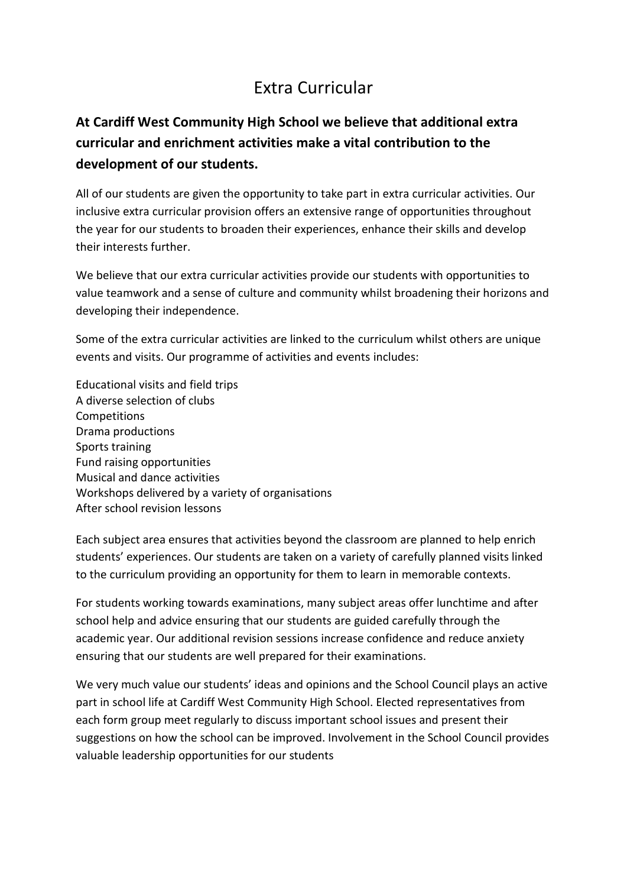# Extra Curricular

**At Cardiff West Community High School we believe that additional extra curricular and enrichment activities make a vital contribution to the development of our students.**

All of our students are given the opportunity to take part in extra curricular activities. Our inclusive extra curricular provision offers an extensive range of opportunities throughout the year for our students to broaden their experiences, enhance their skills and develop their interests further.

We believe that our extra curricular activities provide our students with opportunities to value teamwork and a sense of culture and community whilst broadening their horizons and developing their independence.

Some of the extra curricular activities are linked to the curriculum whilst others are unique events and visits. Our programme of activities and events includes:

Educational visits and field trips
A diverse selection of clubs
Competitions
Drama productions
Sports training
Fund raising opportunities
Musical and dance activities
Workshops delivered by a variety of organisations
After school revision lessons

Each subject area ensures that activities beyond the classroom are planned to help enrich students' experiences. Our students are taken on a variety of carefully planned visits linked to the curriculum providing an opportunity for them to learn in memorable contexts.

For students working towards examinations, many subject areas offer lunchtime and after school help and advice ensuring that our students are guided carefully through the academic year. Our additional revision sessions increase confidence and reduce anxiety ensuring that our students are well prepared for their examinations.

We very much value our students' ideas and opinions and the School Council plays an active part in school life at Cardiff West Community High School. Elected representatives from each form group meet regularly to discuss important school issues and present their suggestions on how the school can be improved. Involvement in the School Council provides valuable leadership opportunities for our students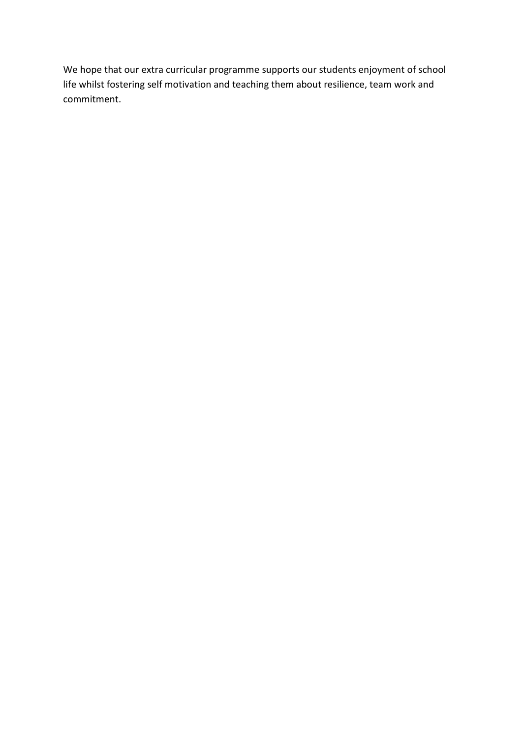We hope that our extra curricular programme supports our students enjoyment of school life whilst fostering self motivation and teaching them about resilience, team work and commitment.